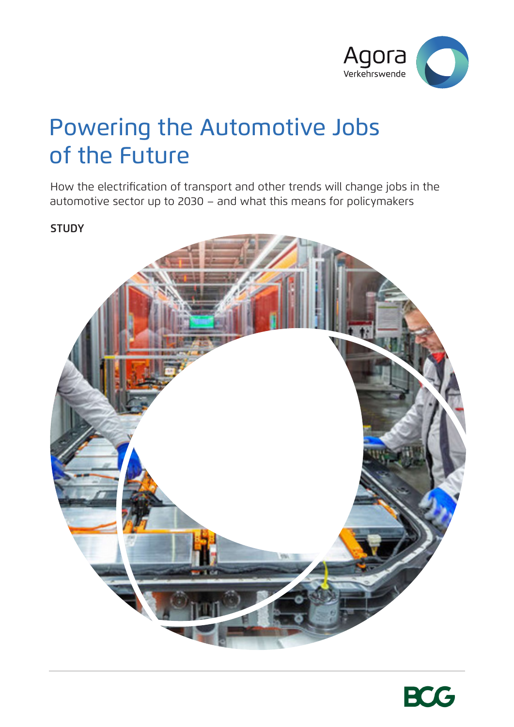Agora Verkehrswende

# Powering the Automotive Jobs of the Future

How the electrification of transport and other trends will change jobs in the automotive sector up to 2030 – and what this means for policymakers

**STUDY**

BCG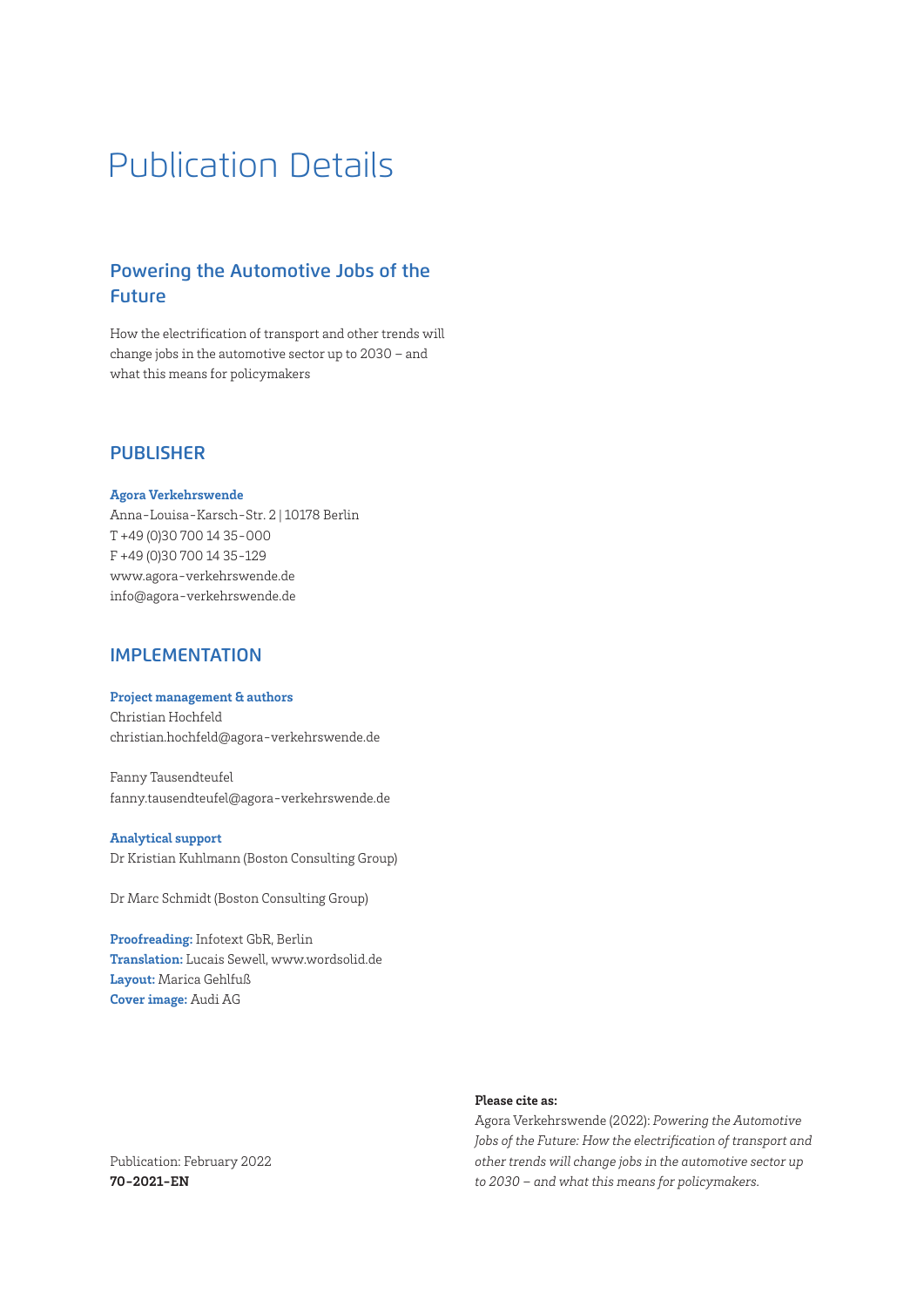# Publication Details

## Powering the Automotive Jobs of the Future

How the electrification of transport and other trends will change jobs in the automotive sector up to 2030 – and what this means for policymakers

## PUBLISHER

**Agora Verkehrswende**
Anna-Louisa-Karsch-Str. 2 | 10178 Berlin
T +49 (0)30 700 14 35-000
F +49 (0)30 700 14 35-129
www.agora-verkehrswende.de
info@agora-verkehrswende.de

## IMPLEMENTATION

**Project management & authors**
Christian Hochfeld
christian.hochfeld@agora-verkehrswende.de

Fanny Tausendteufel
fanny.tausendteufel@agora-verkehrswende.de

**Analytical support**
Dr Kristian Kuhlmann (Boston Consulting Group)

Dr Marc Schmidt (Boston Consulting Group)

**Proofreading:** Infotext GbR, Berlin
**Translation:** Lucais Sewell, www.wordsolid.de
**Layout:** Marica Gehlfuß
**Cover image:** Audi AG

Publication: February 2022
**70-2021-EN**

**Please cite as:**
Agora Verkehrswende (2022): *Powering the Automotive Jobs of the Future: How the electrification of transport and other trends will change jobs in the automotive sector up to 2030 – and what this means for policymakers.*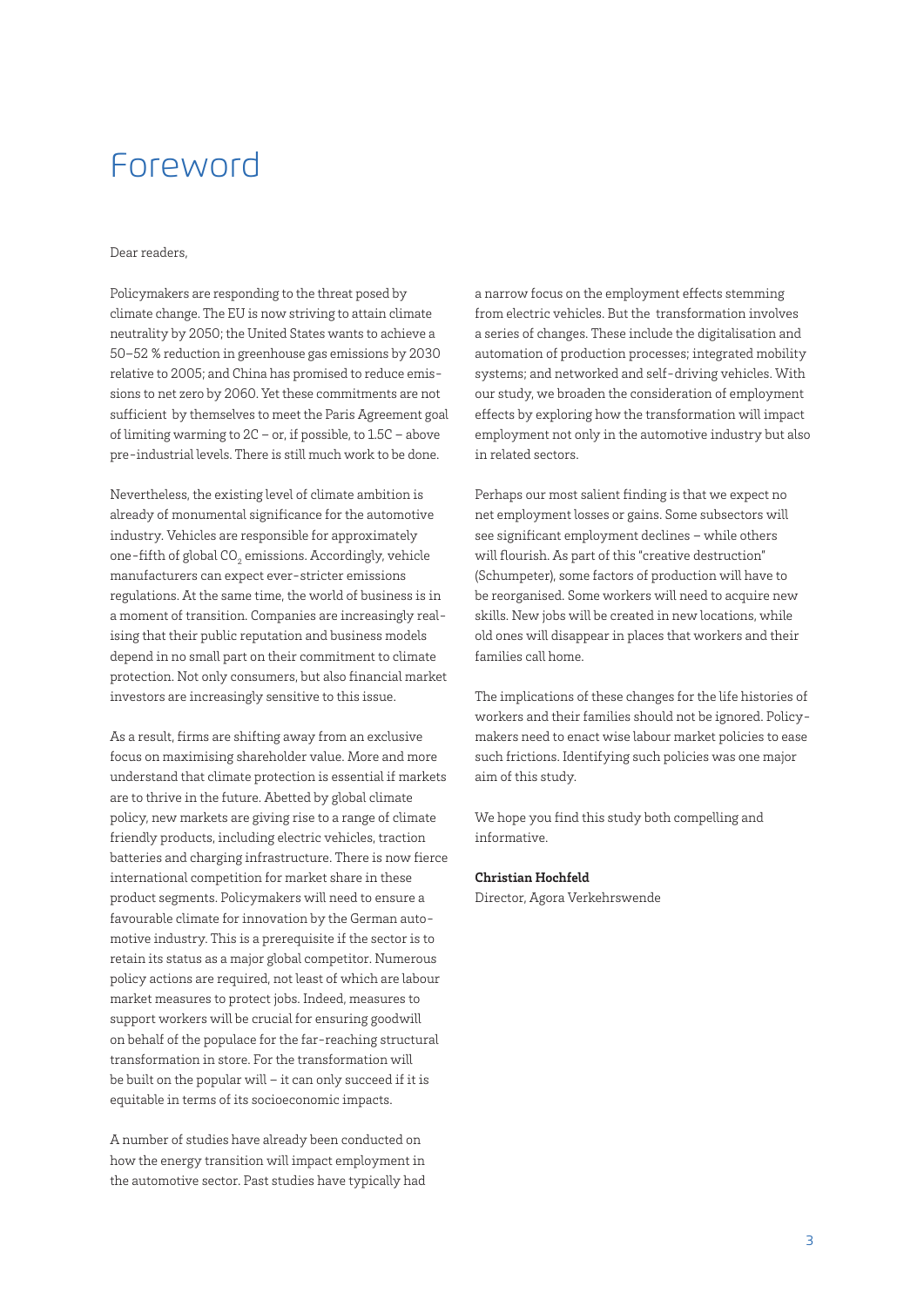# Foreword

Dear readers,

Policymakers are responding to the threat posed by climate change. The EU is now striving to attain climate neutrality by 2050; the United States wants to achieve a 50–52 % reduction in greenhouse gas emissions by 2030 relative to 2005; and China has promised to reduce emissions to net zero by 2060. Yet these commitments are not sufficient by themselves to meet the Paris Agreement goal of limiting warming to 2C – or, if possible, to 1.5C – above pre-industrial levels. There is still much work to be done.

Nevertheless, the existing level of climate ambition is already of monumental significance for the automotive industry. Vehicles are responsible for approximately one-fifth of global $CO_2$ emissions. Accordingly, vehicle manufacturers can expect ever-stricter emissions regulations. At the same time, the world of business is in a moment of transition. Companies are increasingly realising that their public reputation and business models depend in no small part on their commitment to climate protection. Not only consumers, but also financial market investors are increasingly sensitive to this issue.

As a result, firms are shifting away from an exclusive focus on maximising shareholder value. More and more understand that climate protection is essential if markets are to thrive in the future. Abetted by global climate policy, new markets are giving rise to a range of climate friendly products, including electric vehicles, traction batteries and charging infrastructure. There is now fierce international competition for market share in these product segments. Policymakers will need to ensure a favourable climate for innovation by the German automotive industry. This is a prerequisite if the sector is to retain its status as a major global competitor. Numerous policy actions are required, not least of which are labour market measures to protect jobs. Indeed, measures to support workers will be crucial for ensuring goodwill on behalf of the populace for the far-reaching structural transformation in store. For the transformation will be built on the popular will – it can only succeed if it is equitable in terms of its socioeconomic impacts.

A number of studies have already been conducted on how the energy transition will impact employment in the automotive sector. Past studies have typically had a narrow focus on the employment effects stemming from electric vehicles. But the transformation involves a series of changes. These include the digitalisation and automation of production processes; integrated mobility systems; and networked and self-driving vehicles. With our study, we broaden the consideration of employment effects by exploring how the transformation will impact employment not only in the automotive industry but also in related sectors.

Perhaps our most salient finding is that we expect no net employment losses or gains. Some subsectors will see significant employment declines – while others will flourish. As part of this "creative destruction" (Schumpeter), some factors of production will have to be reorganised. Some workers will need to acquire new skills. New jobs will be created in new locations, while old ones will disappear in places that workers and their families call home.

The implications of these changes for the life histories of workers and their families should not be ignored. Policymakers need to enact wise labour market policies to ease such frictions. Identifying such policies was one major aim of this study.

We hope you find this study both compelling and informative.

**Christian Hochfeld**
Director, Agora Verkehrswende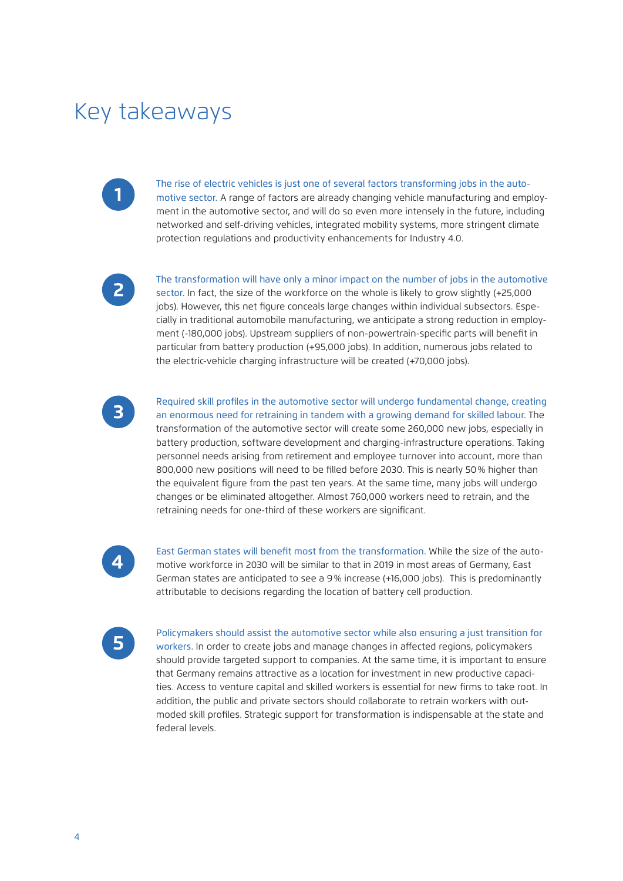# Key takeaways

1. The rise of electric vehicles is just one of several factors transforming jobs in the automotive sector. A range of factors are already changing vehicle manufacturing and employment in the automotive sector, and will do so even more intensely in the future, including networked and self-driving vehicles, integrated mobility systems, more stringent climate protection regulations and productivity enhancements for Industry 4.0.

2. The transformation will have only a minor impact on the number of jobs in the automotive sector. In fact, the size of the workforce on the whole is likely to grow slightly (+25,000 jobs). However, this net figure conceals large changes within individual subsectors. Especially in traditional automobile manufacturing, we anticipate a strong reduction in employment (-180,000 jobs). Upstream suppliers of non-powertrain-specific parts will benefit in particular from battery production (+95,000 jobs). In addition, numerous jobs related to the electric-vehicle charging infrastructure will be created (+70,000 jobs).

3. Required skill profiles in the automotive sector will undergo fundamental change, creating an enormous need for retraining in tandem with a growing demand for skilled labour. The transformation of the automotive sector will create some 260,000 new jobs, especially in battery production, software development and charging-infrastructure operations. Taking personnel needs arising from retirement and employee turnover into account, more than 800,000 new positions will need to be filled before 2030. This is nearly 50% higher than the equivalent figure from the past ten years. At the same time, many jobs will undergo changes or be eliminated altogether. Almost 760,000 workers need to retrain, and the retraining needs for one-third of these workers are significant.

4. East German states will benefit most from the transformation. While the size of the automotive workforce in 2030 will be similar to that in 2019 in most areas of Germany, East German states are anticipated to see a 9% increase (+16,000 jobs). This is predominantly attributable to decisions regarding the location of battery cell production.

5. Policymakers should assist the automotive sector while also ensuring a just transition for workers. In order to create jobs and manage changes in affected regions, policymakers should provide targeted support to companies. At the same time, it is important to ensure that Germany remains attractive as a location for investment in new productive capacities. Access to venture capital and skilled workers is essential for new firms to take root. In addition, the public and private sectors should collaborate to retrain workers with outmoded skill profiles. Strategic support for transformation is indispensable at the state and federal levels.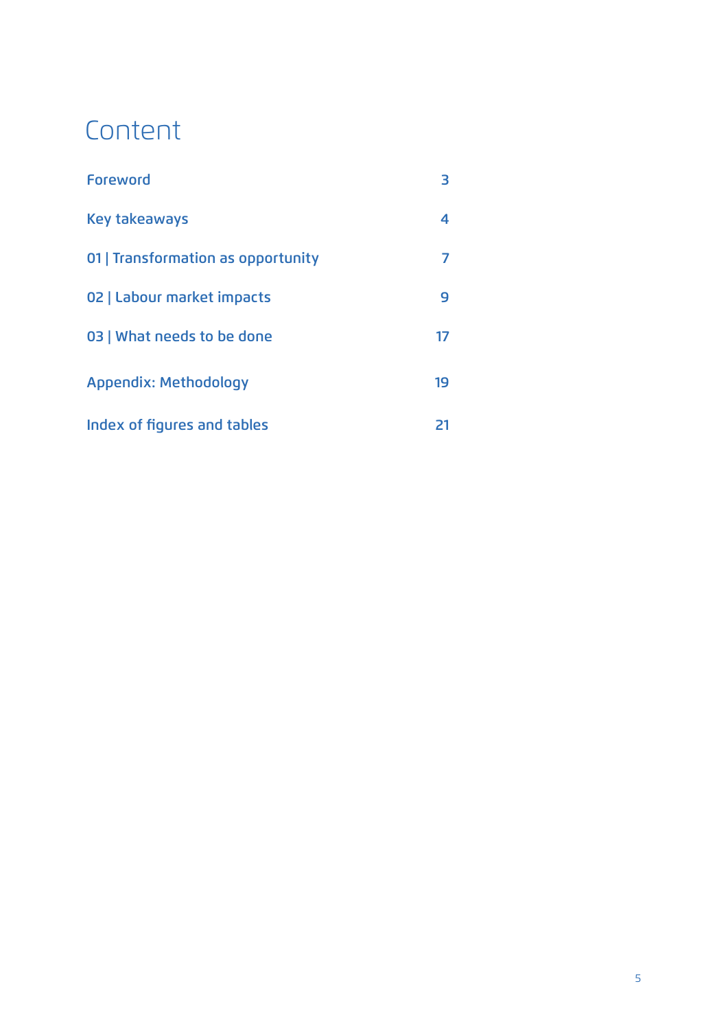# Content

| | |
|---|---|
| Foreword | 3 |
| Key takeaways | 4 |
| 01 \| Transformation as opportunity | 7 |
| 02 \| Labour market impacts | 9 |
| 03 \| What needs to be done | 17 |
| Appendix: Methodology | 19 |
| Index of figures and tables | 21 |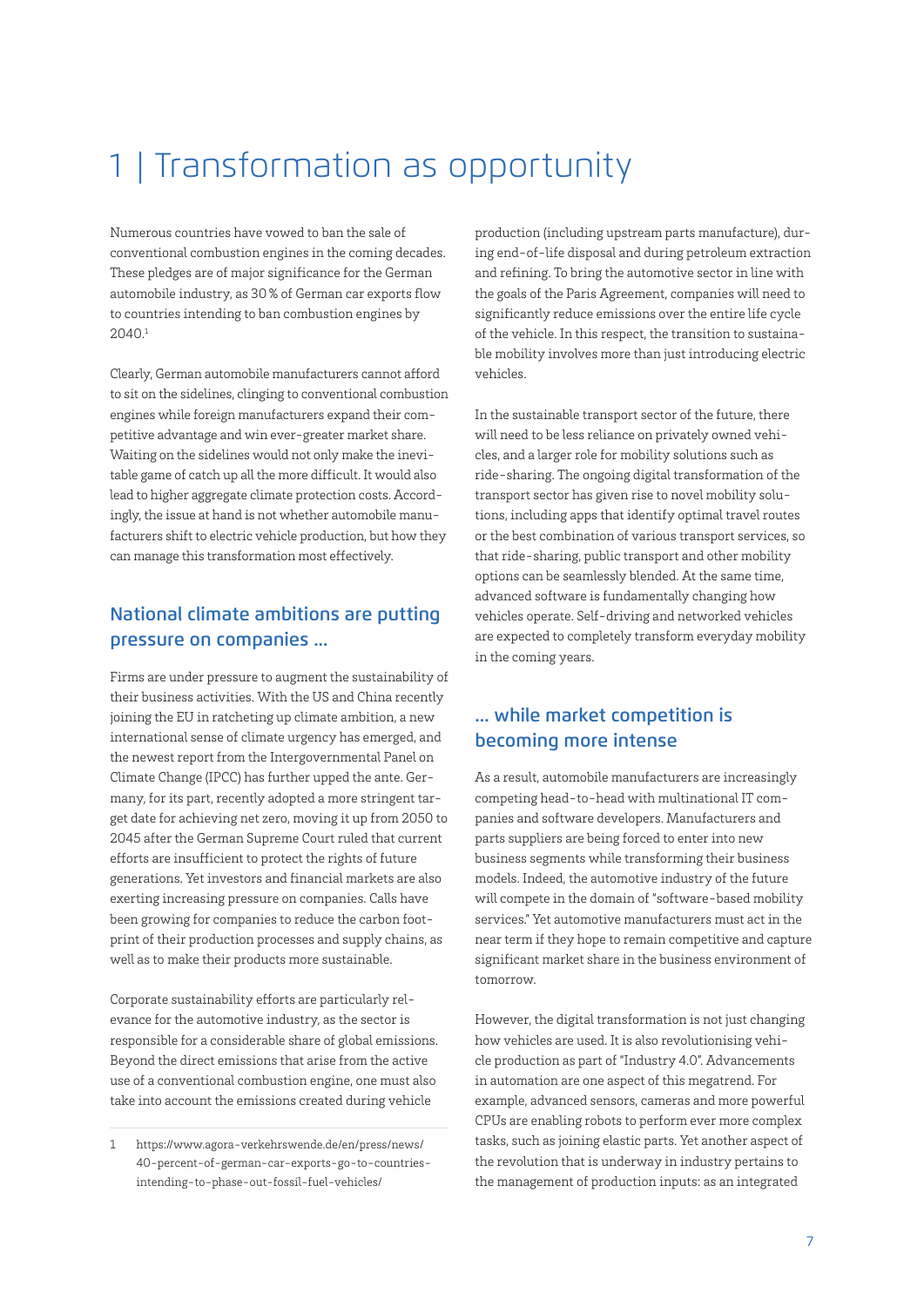# 1 | Transformation as opportunity

Numerous countries have vowed to ban the sale of conventional combustion engines in the coming decades. These pledges are of major significance for the German automobile industry, as 30 % of German car exports flow to countries intending to ban combustion engines by 2040.[1]

Clearly, German automobile manufacturers cannot afford to sit on the sidelines, clinging to conventional combustion engines while foreign manufacturers expand their competitive advantage and win ever-greater market share. Waiting on the sidelines would not only make the inevitable game of catch up all the more difficult. It would also lead to higher aggregate climate protection costs. Accordingly, the issue at hand is not whether automobile manufacturers shift to electric vehicle production, but how they can manage this transformation most effectively.

## National climate ambitions are putting pressure on companies …

Firms are under pressure to augment the sustainability of their business activities. With the US and China recently joining the EU in ratcheting up climate ambition, a new international sense of climate urgency has emerged, and the newest report from the Intergovernmental Panel on Climate Change (IPCC) has further upped the ante. Germany, for its part, recently adopted a more stringent target date for achieving net zero, moving it up from 2050 to 2045 after the German Supreme Court ruled that current efforts are insufficient to protect the rights of future generations. Yet investors and financial markets are also exerting increasing pressure on companies. Calls have been growing for companies to reduce the carbon footprint of their production processes and supply chains, as well as to make their products more sustainable.

Corporate sustainability efforts are particularly relevance for the automotive industry, as the sector is responsible for a considerable share of global emissions. Beyond the direct emissions that arise from the active use of a conventional combustion engine, one must also take into account the emissions created during vehicle production (including upstream parts manufacture), during end-of-life disposal and during petroleum extraction and refining. To bring the automotive sector in line with the goals of the Paris Agreement, companies will need to significantly reduce emissions over the entire life cycle of the vehicle. In this respect, the transition to sustainable mobility involves more than just introducing electric vehicles.

In the sustainable transport sector of the future, there will need to be less reliance on privately owned vehicles, and a larger role for mobility solutions such as ride-sharing. The ongoing digital transformation of the transport sector has given rise to novel mobility solutions, including apps that identify optimal travel routes or the best combination of various transport services, so that ride-sharing, public transport and other mobility options can be seamlessly blended. At the same time, advanced software is fundamentally changing how vehicles operate. Self-driving and networked vehicles are expected to completely transform everyday mobility in the coming years.

## … while market competition is becoming more intense

As a result, automobile manufacturers are increasingly competing head-to-head with multinational IT companies and software developers. Manufacturers and parts suppliers are being forced to enter into new business segments while transforming their business models. Indeed, the automotive industry of the future will compete in the domain of "software-based mobility services." Yet automotive manufacturers must act in the near term if they hope to remain competitive and capture significant market share in the business environment of tomorrow.

However, the digital transformation is not just changing how vehicles are used. It is also revolutionising vehicle production as part of "Industry 4.0". Advancements in automation are one aspect of this megatrend. For example, advanced sensors, cameras and more powerful CPUs are enabling robots to perform ever more complex tasks, such as joining elastic parts. Yet another aspect of the revolution that is underway in industry pertains to the management of production inputs: as an integrated

1 https://www.agora-verkehrswende.de/en/press/news/40-percent-of-german-car-exports-go-to-countries-intending-to-phase-out-fossil-fuel-vehicles/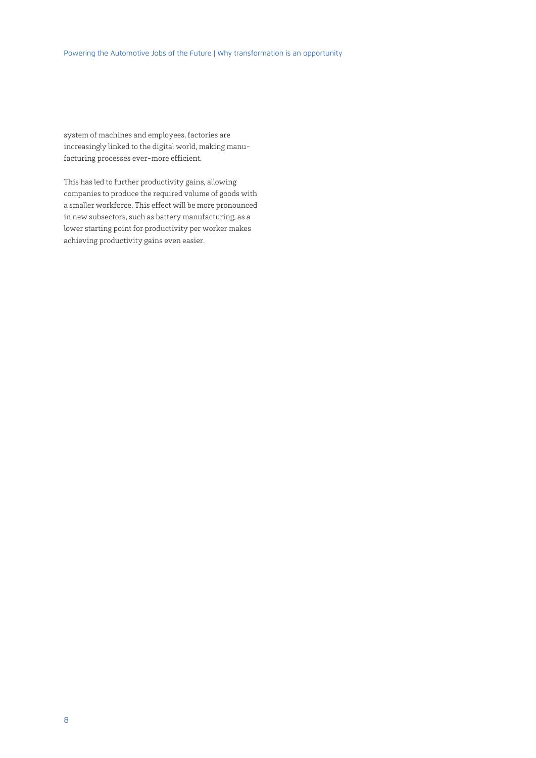system of machines and employees, factories are increasingly linked to the digital world, making manufacturing processes ever-more efficient.

This has led to further productivity gains, allowing companies to produce the required volume of goods with a smaller workforce. This effect will be more pronounced in new subsectors, such as battery manufacturing, as a lower starting point for productivity per worker makes achieving productivity gains even easier.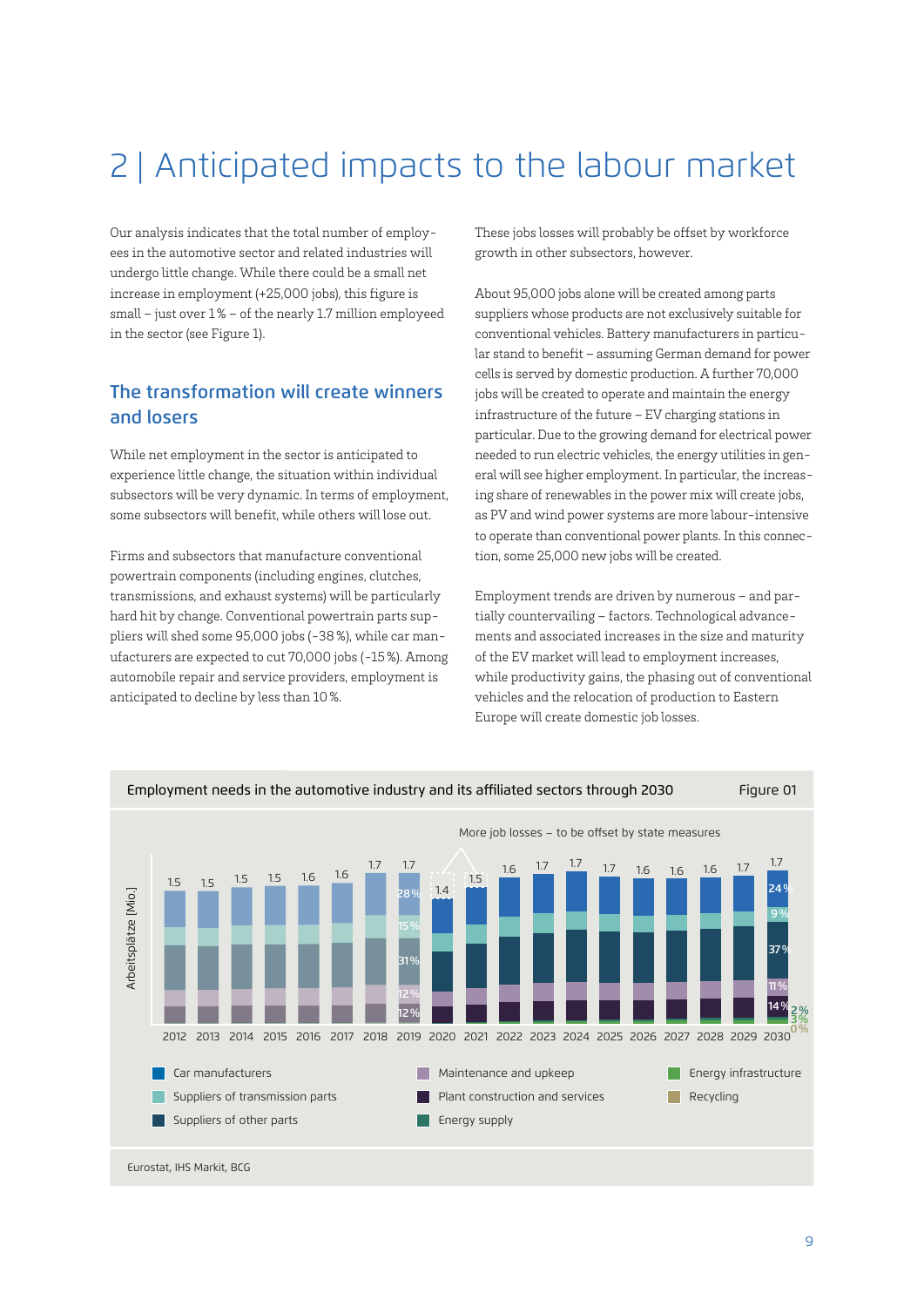# 2 | Anticipated impacts to the labour market

Our analysis indicates that the total number of employees in the automotive sector and related industries will undergo little change. While there could be a small net increase in employment (+25,000 jobs), this figure is small – just over 1% – of the nearly 1.7 million employeed in the sector (see Figure 1).

## The transformation will create winners and losers

While net employment in the sector is anticipated to experience little change, the situation within individual subsectors will be very dynamic. In terms of employment, some subsectors will benefit, while others will lose out.

Firms and subsectors that manufacture conventional powertrain components (including engines, clutches, transmissions, and exhaust systems) will be particularly hard hit by change. Conventional powertrain parts suppliers will shed some 95,000 jobs (-38%), while car manufacturers are expected to cut 70,000 jobs (-15%). Among automobile repair and service providers, employment is anticipated to decline by less than 10%.

These jobs losses will probably be offset by workforce growth in other subsectors, however.

About 95,000 jobs alone will be created among parts suppliers whose products are not exclusively suitable for conventional vehicles. Battery manufacturers in particular stand to benefit – assuming German demand for power cells is served by domestic production. A further 70,000 jobs will be created to operate and maintain the energy infrastructure of the future – EV charging stations in particular. Due to the growing demand for electrical power needed to run electric vehicles, the energy utilities in general will see higher employment. In particular, the increasing share of renewables in the power mix will create jobs, as PV and wind power systems are more labour-intensive to operate than conventional power plants. In this connection, some 25,000 new jobs will be created.

Employment trends are driven by numerous – and partially countervailing – factors. Technological advancements and associated increases in the size and maturity of the EV market will lead to employment increases, while productivity gains, the phasing out of conventional vehicles and the relocation of production to Eastern Europe will create domestic job losses.

Employment needs in the automotive industry and its affiliated sectors through 2030 — Figure 01

More job losses – to be offset by state measures

Arbeitsplätze [Mio.]

| Year | 2012 | 2013 | 2014 | 2015 | 2016 | 2017 | 2018 | 2019 | 2020 | 2021 | 2022 | 2023 | 2024 | 2025 | 2026 | 2027 | 2028 | 2029 | 2030 |
|---|---|---|---|---|---|---|---|---|---|---|---|---|---|---|---|---|---|---|---|
| Total | 1.5 | 1.5 | 1.5 | 1.5 | 1.6 | 1.6 | 1.7 | 1.7 | 1.4 | 1.5 | 1.6 | 1.7 | 1.7 | 1.7 | 1.6 | 1.6 | 1.6 | 1.7 | 1.7 |

Shares 2019: Car manufacturers 28%, Suppliers of transmission parts 15%, Suppliers of other parts 31%, Maintenance and upkeep 12%, Plant construction and services 12%.

Shares 2030: Car manufacturers 24%, Suppliers of transmission parts 9%, Suppliers of other parts 37%, Maintenance and upkeep 11%, Plant construction and services 14%, Energy supply 2%, Energy infrastructure 3%, Recycling 0%.

Legend: Car manufacturers; Suppliers of transmission parts; Suppliers of other parts; Maintenance and upkeep; Plant construction and services; Energy supply; Energy infrastructure; Recycling

Eurostat, IHS Markit, BCG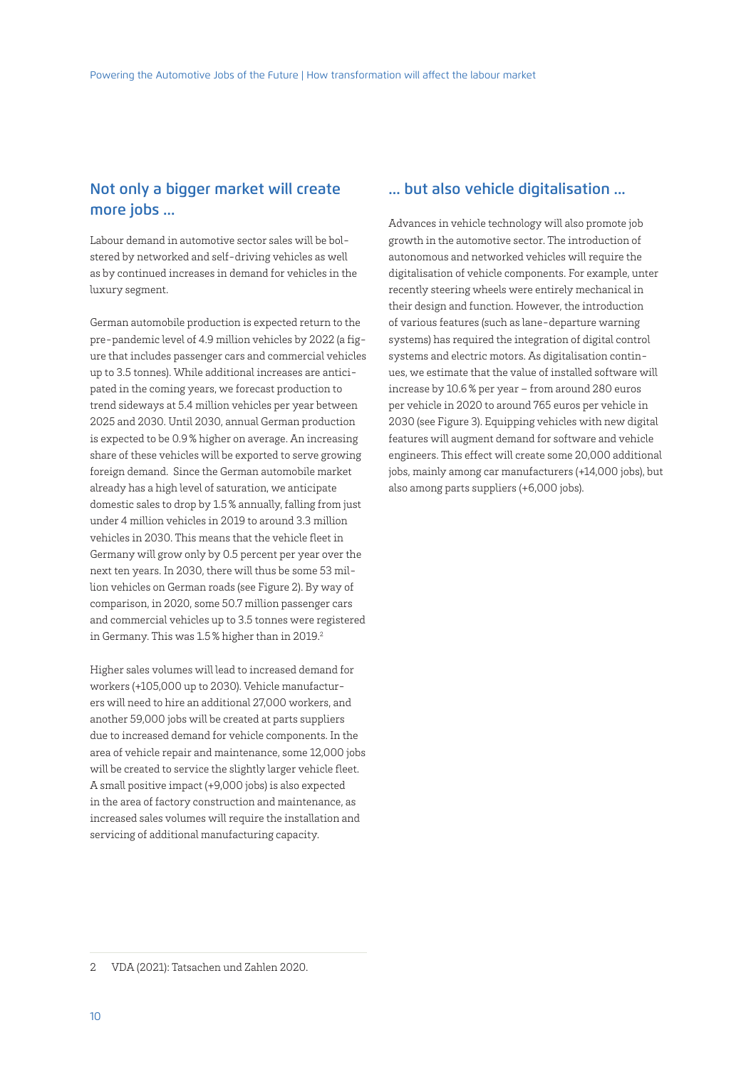## Not only a bigger market will create more jobs …

Labour demand in automotive sector sales will be bolstered by networked and self-driving vehicles as well as by continued increases in demand for vehicles in the luxury segment.

German automobile production is expected return to the pre-pandemic level of 4.9 million vehicles by 2022 (a figure that includes passenger cars and commercial vehicles up to 3.5 tonnes). While additional increases are anticipated in the coming years, we forecast production to trend sideways at 5.4 million vehicles per year between 2025 and 2030. Until 2030, annual German production is expected to be 0.9 % higher on average. An increasing share of these vehicles will be exported to serve growing foreign demand. Since the German automobile market already has a high level of saturation, we anticipate domestic sales to drop by 1.5 % annually, falling from just under 4 million vehicles in 2019 to around 3.3 million vehicles in 2030. This means that the vehicle fleet in Germany will grow only by 0.5 percent per year over the next ten years. In 2030, there will thus be some 53 million vehicles on German roads (see Figure 2). By way of comparison, in 2020, some 50.7 million passenger cars and commercial vehicles up to 3.5 tonnes were registered in Germany. This was 1.5 % higher than in 2019.[2]

Higher sales volumes will lead to increased demand for workers (+105,000 up to 2030). Vehicle manufacturers will need to hire an additional 27,000 workers, and another 59,000 jobs will be created at parts suppliers due to increased demand for vehicle components. In the area of vehicle repair and maintenance, some 12,000 jobs will be created to service the slightly larger vehicle fleet. A small positive impact (+9,000 jobs) is also expected in the area of factory construction and maintenance, as increased sales volumes will require the installation and servicing of additional manufacturing capacity.

## … but also vehicle digitalisation …

Advances in vehicle technology will also promote job growth in the automotive sector. The introduction of autonomous and networked vehicles will require the digitalisation of vehicle components. For example, unter recently steering wheels were entirely mechanical in their design and function. However, the introduction of various features (such as lane-departure warning systems) has required the integration of digital control systems and electric motors. As digitalisation continues, we estimate that the value of installed software will increase by 10.6 % per year – from around 280 euros per vehicle in 2020 to around 765 euros per vehicle in 2030 (see Figure 3). Equipping vehicles with new digital features will augment demand for software and vehicle engineers. This effect will create some 20,000 additional jobs, mainly among car manufacturers (+14,000 jobs), but also among parts suppliers (+6,000 jobs).

---

2 VDA (2021): Tatsachen und Zahlen 2020.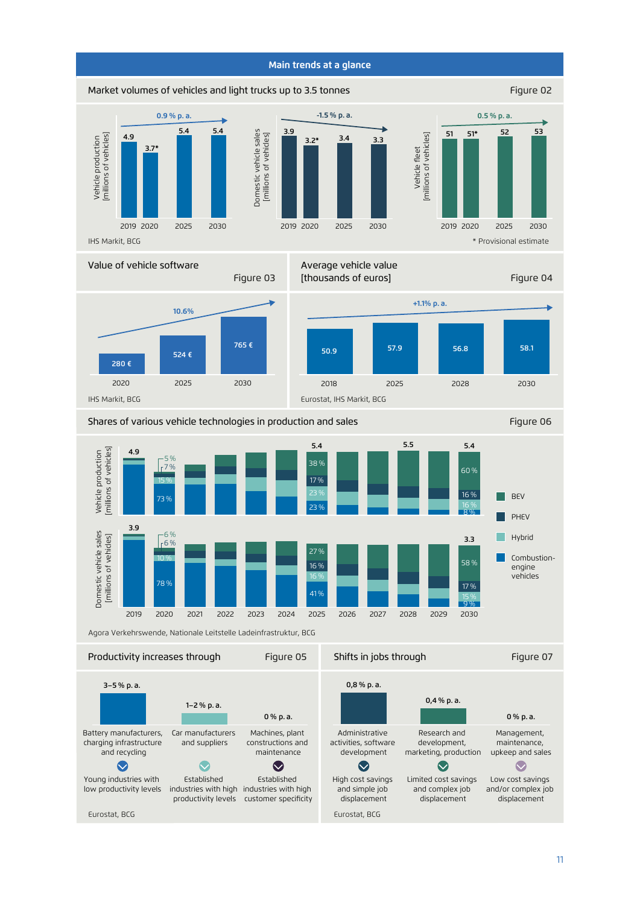## Main trends at a glance

### Market volumes of vehicles and light trucks up to 3.5 tonnes — Figure 02

**Vehicle production [millions of vehicles]** (0.9 % p. a.)

| 2019 | 2020 | 2025 | 2030 |
|---|---|---|---|
| 4.9 | 3.7* | 5.4 | 5.4 |

**Domestic vehicle sales [millions of vehicles]** (-1.5 % p. a.)

| 2019 | 2020 | 2025 | 2030 |
|---|---|---|---|
| 3.9 | 3.2* | 3.4 | 3.3 |

**Vehicle fleet [millions of vehicles]** (0.5 % p. a.)

| 2019 | 2020 | 2025 | 2030 |
|---|---|---|---|
| 51 | 51* | 52 | 53 |

IHS Markit, BCG

\* Provisional estimate

### Value of vehicle software — Figure 03

10.6%

| 2020 | 2025 | 2030 |
|---|---|---|
| 280 € | 524 € | 765 € |

IHS Markit, BCG

### Average vehicle value [thousands of euros] — Figure 04

+1.1% p. a.

| 2018 | 2025 | 2028 | 2030 |
|---|---|---|---|
| 50.9 | 57.9 | 56.8 | 58.1 |

Eurostat, IHS Markit, BCG

### Shares of various vehicle technologies in production and sales — Figure 06

**Vehicle production [millions of vehicles]**

| | 2019 | 2020 | 2025 | 2030 |
|---|---|---|---|---|
| Total | 4.9 | | 5.4 | 5.4 |
| BEV | | 5 % | 38 % | 60 % |
| PHEV | | 7 % | 17 % | 16 % |
| Hybrid | | 15 % | 23 % | 16 % |
| Combustion-engine vehicles | | 73 % | 23 % | 8 % |

(2028: 5.5)

**Domestic vehicle sales [millions of vehicles]**

| | 2019 | 2020 | 2025 | 2030 |
|---|---|---|---|---|
| Total | 3.9 | | | 3.3 |
| BEV | | 6 % | 27 % | 58 % |
| PHEV | | 6 % | 16 % | 17 % |
| Hybrid | | 10 % | 16 % | 15 % |
| Combustion-engine vehicles | | 78 % | 41 % | 9 % |

Agora Verkehrswende, Nationale Leitstelle Ladeinfrastruktur, BCG

### Productivity increases through — Figure 05

| 3–5 % p. a. | 1–2 % p. a. | 0 % p. a. |
|---|---|---|
| Battery manufacturers, charging infrastructure and recycling | Car manufacturers and suppliers | Machines, plant constructions and maintenance |
| Young industries with low productivity levels | Established industries with high productivity levels | Established industries with high customer specificity |

Eurostat, BCG

### Shifts in jobs through — Figure 07

| 0,8 % p. a. | 0,4 % p. a. | 0 % p. a. |
|---|---|---|
| Administrative activities, software development | Research and development, marketing, production | Management, maintenance, upkeep and sales |
| High cost savings and simple job displacement | Limited cost savings and complex job displacement | Low cost savings and/or complex job displacement |

Eurostat, BCG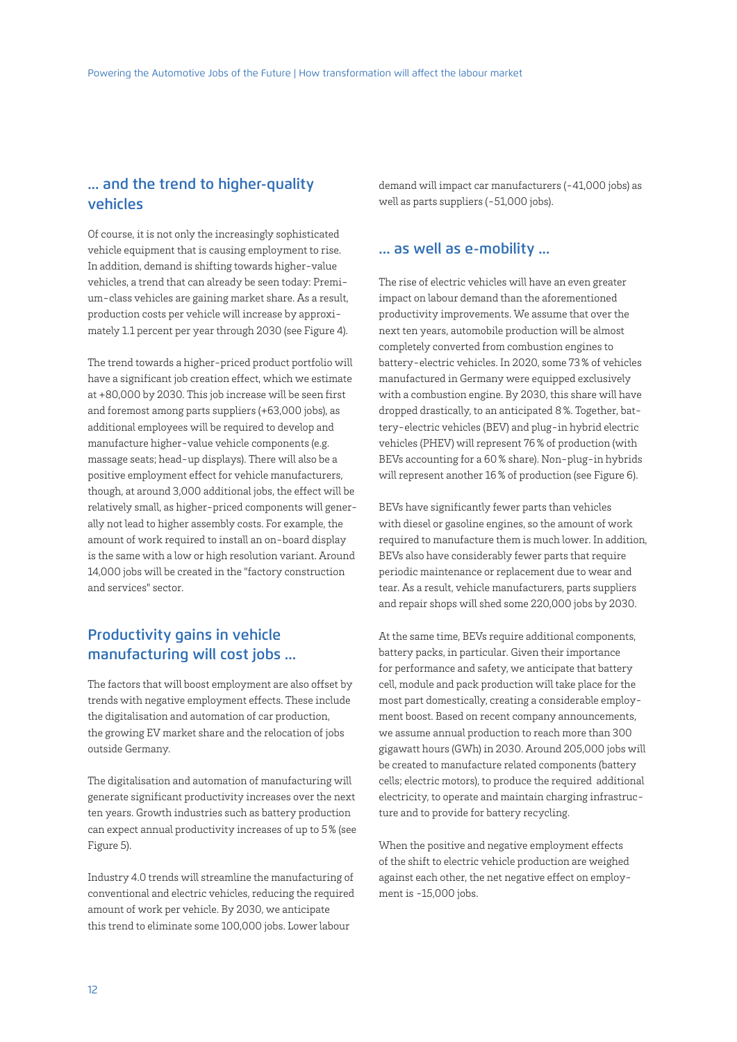## ... and the trend to higher-quality vehicles

Of course, it is not only the increasingly sophisticated vehicle equipment that is causing employment to rise. In addition, demand is shifting towards higher-value vehicles, a trend that can already be seen today: Premium-class vehicles are gaining market share. As a result, production costs per vehicle will increase by approximately 1.1 percent per year through 2030 (see Figure 4).

The trend towards a higher-priced product portfolio will have a significant job creation effect, which we estimate at +80,000 by 2030. This job increase will be seen first and foremost among parts suppliers (+63,000 jobs), as additional employees will be required to develop and manufacture higher-value vehicle components (e.g. massage seats; head-up displays). There will also be a positive employment effect for vehicle manufacturers, though, at around 3,000 additional jobs, the effect will be relatively small, as higher-priced components will generally not lead to higher assembly costs. For example, the amount of work required to install an on-board display is the same with a low or high resolution variant. Around 14,000 jobs will be created in the "factory construction and services" sector.

## Productivity gains in vehicle manufacturing will cost jobs ...

The factors that will boost employment are also offset by trends with negative employment effects. These include the digitalisation and automation of car production, the growing EV market share and the relocation of jobs outside Germany.

The digitalisation and automation of manufacturing will generate significant productivity increases over the next ten years. Growth industries such as battery production can expect annual productivity increases of up to 5 % (see Figure 5).

Industry 4.0 trends will streamline the manufacturing of conventional and electric vehicles, reducing the required amount of work per vehicle. By 2030, we anticipate this trend to eliminate some 100,000 jobs. Lower labour demand will impact car manufacturers (-41,000 jobs) as well as parts suppliers (-51,000 jobs).

## ... as well as e-mobility ...

The rise of electric vehicles will have an even greater impact on labour demand than the aforementioned productivity improvements. We assume that over the next ten years, automobile production will be almost completely converted from combustion engines to battery-electric vehicles. In 2020, some 73 % of vehicles manufactured in Germany were equipped exclusively with a combustion engine. By 2030, this share will have dropped drastically, to an anticipated 8 %. Together, battery-electric vehicles (BEV) and plug-in hybrid electric vehicles (PHEV) will represent 76 % of production (with BEVs accounting for a 60 % share). Non-plug-in hybrids will represent another 16 % of production (see Figure 6).

BEVs have significantly fewer parts than vehicles with diesel or gasoline engines, so the amount of work required to manufacture them is much lower. In addition, BEVs also have considerably fewer parts that require periodic maintenance or replacement due to wear and tear. As a result, vehicle manufacturers, parts suppliers and repair shops will shed some 220,000 jobs by 2030.

At the same time, BEVs require additional components, battery packs, in particular. Given their importance for performance and safety, we anticipate that battery cell, module and pack production will take place for the most part domestically, creating a considerable employment boost. Based on recent company announcements, we assume annual production to reach more than 300 gigawatt hours (GWh) in 2030. Around 205,000 jobs will be created to manufacture related components (battery cells; electric motors), to produce the required additional electricity, to operate and maintain charging infrastructure and to provide for battery recycling.

When the positive and negative employment effects of the shift to electric vehicle production are weighed against each other, the net negative effect on employment is -15,000 jobs.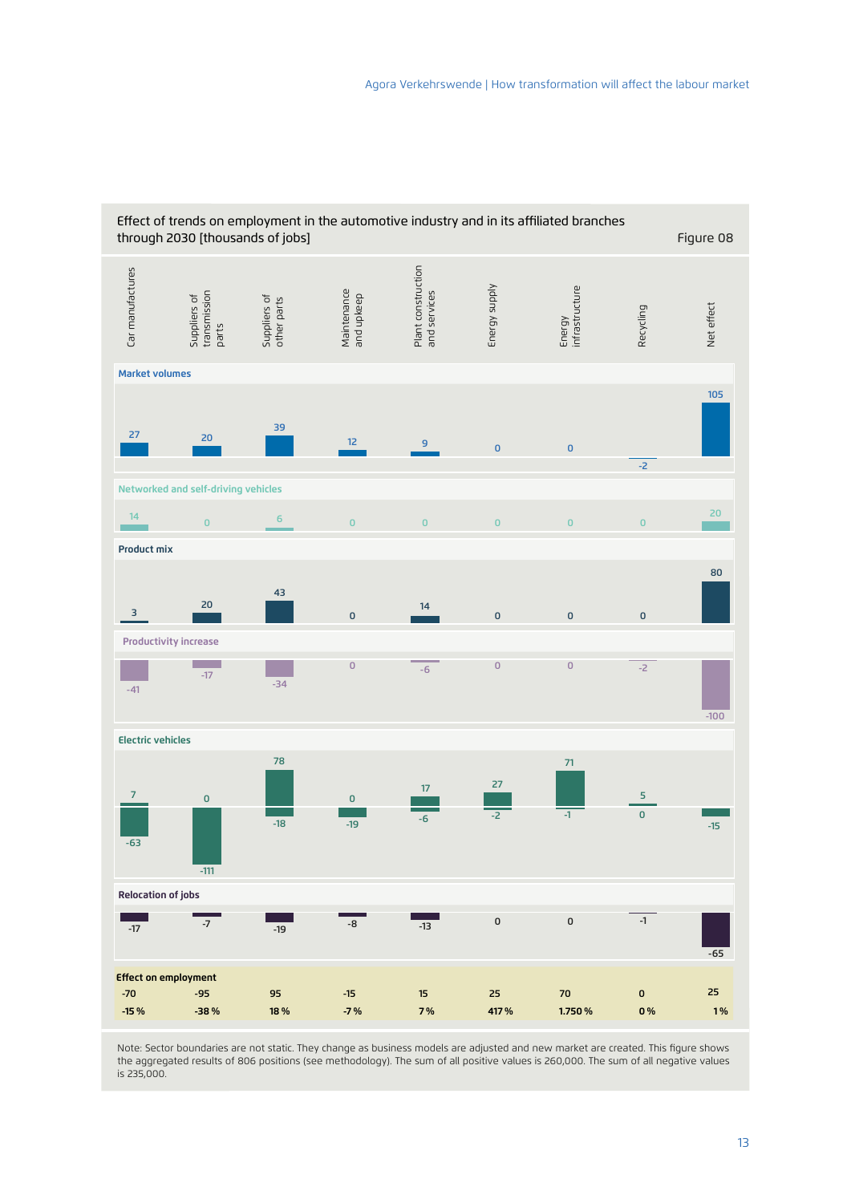Effect of trends on employment in the automotive industry and in its affiliated branches through 2030 [thousands of jobs]

Figure 08

| | Car manufactures | Suppliers of transmission parts | Suppliers of other parts | Maintenance and upkeep | Plant construction and services | Energy supply | Energy infrastructure | Recycling | Net effect |
|---|---|---|---|---|---|---|---|---|---|
| **Market volumes** | 27 | 20 | 39 | 12 | 9 | 0 | 0 | -2 | 105 |
| **Networked and self-driving vehicles** | 14 | 0 | 6 | 0 | 0 | 0 | 0 | 0 | 20 |
| **Product mix** | 3 | 20 | 43 | 0 | 14 | 0 | 0 | 0 | 80 |
| **Productivity increase** | -41 | -17 | -34 | 0 | -6 | 0 | 0 | -2 | -100 |
| **Electric vehicles** | 7 / -63 | 0 / -111 | 78 / -18 | 0 / -19 | 17 / -6 | 27 / -2 | 71 / -1 | 5 / 0 | -15 |
| **Relocation of jobs** | -17 | -7 | -19 | -8 | -13 | 0 | 0 | -1 | -65 |
| **Effect on employment** | -70 | -95 | 95 | -15 | 15 | 25 | 70 | 0 | 25 |
| | -15 % | -38 % | 18 % | -7 % | 7 % | 417 % | 1.750 % | 0 % | 1 % |

Note: Sector boundaries are not static. They change as business models are adjusted and new market are created. This figure shows the aggregated results of 806 positions (see methodology). The sum of all positive values is 260,000. The sum of all negative values is 235,000.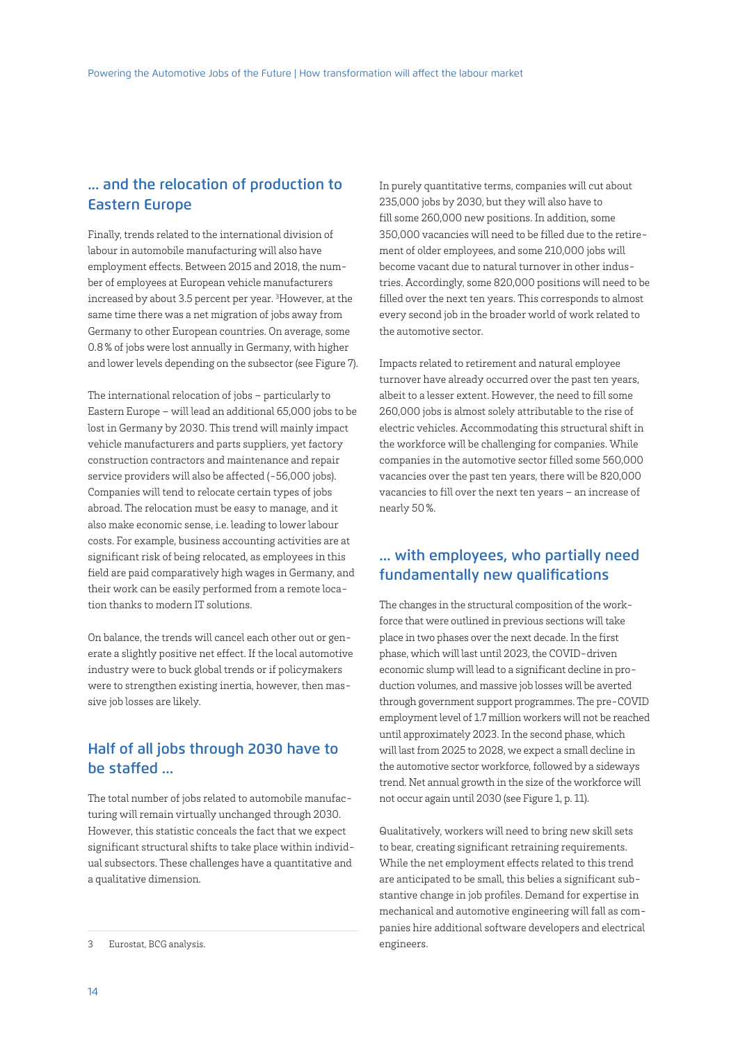## ... and the relocation of production to Eastern Europe

Finally, trends related to the international division of labour in automobile manufacturing will also have employment effects. Between 2015 and 2018, the number of employees at European vehicle manufacturers increased by about 3.5 percent per year. [3]However, at the same time there was a net migration of jobs away from Germany to other European countries. On average, some 0.8 % of jobs were lost annually in Germany, with higher and lower levels depending on the subsector (see Figure 7).

The international relocation of jobs – particularly to Eastern Europe – will lead an additional 65,000 jobs to be lost in Germany by 2030. This trend will mainly impact vehicle manufacturers and parts suppliers, yet factory construction contractors and maintenance and repair service providers will also be affected (-56,000 jobs). Companies will tend to relocate certain types of jobs abroad. The relocation must be easy to manage, and it also make economic sense, i.e. leading to lower labour costs. For example, business accounting activities are at significant risk of being relocated, as employees in this field are paid comparatively high wages in Germany, and their work can be easily performed from a remote location thanks to modern IT solutions.

On balance, the trends will cancel each other out or generate a slightly positive net effect. If the local automotive industry were to buck global trends or if policymakers were to strengthen existing inertia, however, then massive job losses are likely.

## Half of all jobs through 2030 have to be staffed ...

The total number of jobs related to automobile manufacturing will remain virtually unchanged through 2030. However, this statistic conceals the fact that we expect significant structural shifts to take place within individual subsectors. These challenges have a quantitative and a qualitative dimension.

In purely quantitative terms, companies will cut about 235,000 jobs by 2030, but they will also have to fill some 260,000 new positions. In addition, some 350,000 vacancies will need to be filled due to the retirement of older employees, and some 210,000 jobs will become vacant due to natural turnover in other industries. Accordingly, some 820,000 positions will need to be filled over the next ten years. This corresponds to almost every second job in the broader world of work related to the automotive sector.

Impacts related to retirement and natural employee turnover have already occurred over the past ten years, albeit to a lesser extent. However, the need to fill some 260,000 jobs is almost solely attributable to the rise of electric vehicles. Accommodating this structural shift in the workforce will be challenging for companies. While companies in the automotive sector filled some 560,000 vacancies over the past ten years, there will be 820,000 vacancies to fill over the next ten years – an increase of nearly 50 %.

## ... with employees, who partially need fundamentally new qualifications

The changes in the structural composition of the workforce that were outlined in previous sections will take place in two phases over the next decade. In the first phase, which will last until 2023, the COVID-driven economic slump will lead to a significant decline in production volumes, and massive job losses will be averted through government support programmes. The pre-COVID employment level of 1.7 million workers will not be reached until approximately 2023. In the second phase, which will last from 2025 to 2028, we expect a small decline in the automotive sector workforce, followed by a sideways trend. Net annual growth in the size of the workforce will not occur again until 2030 (see Figure 1, p. 11).

Qualitatively, workers will need to bring new skill sets to bear, creating significant retraining requirements. While the net employment effects related to this trend are anticipated to be small, this belies a significant substantive change in job profiles. Demand for expertise in mechanical and automotive engineering will fall as companies hire additional software developers and electrical engineers.

---

3 Eurostat, BCG analysis.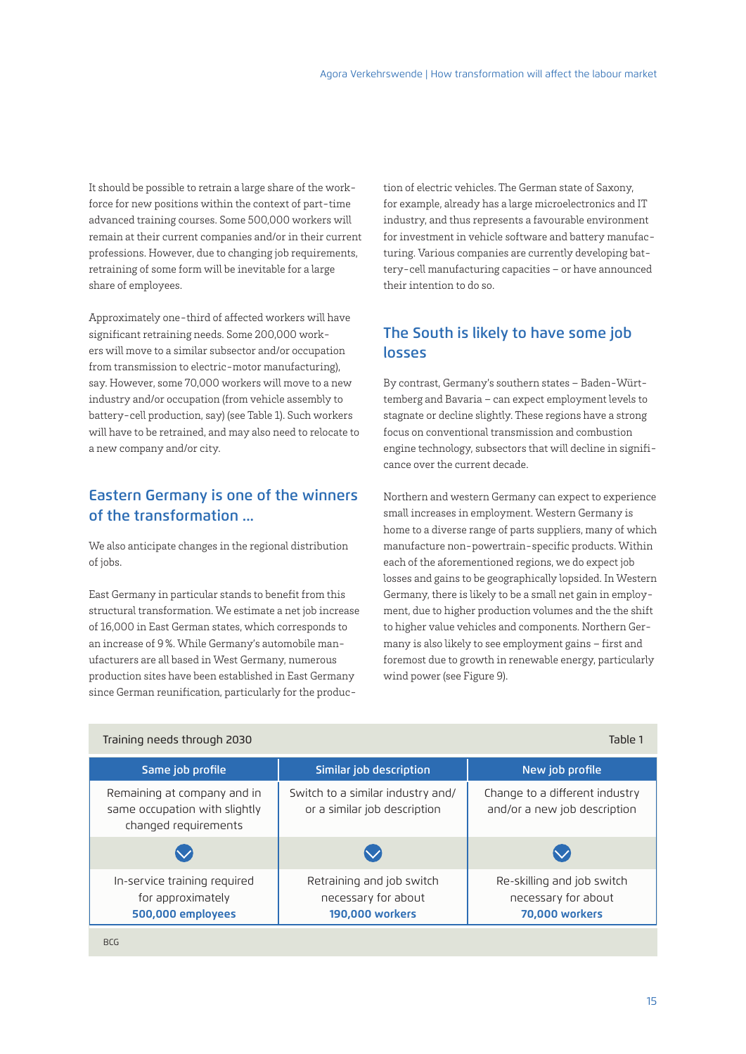It should be possible to retrain a large share of the workforce for new positions within the context of part-time advanced training courses. Some 500,000 workers will remain at their current companies and/or in their current professions. However, due to changing job requirements, retraining of some form will be inevitable for a large share of employees.

Approximately one-third of affected workers will have significant retraining needs. Some 200,000 workers will move to a similar subsector and/or occupation from transmission to electric-motor manufacturing), say. However, some 70,000 workers will move to a new industry and/or occupation (from vehicle assembly to battery-cell production, say) (see Table 1). Such workers will have to be retrained, and may also need to relocate to a new company and/or city.

## Eastern Germany is one of the winners of the transformation …

We also anticipate changes in the regional distribution of jobs.

East Germany in particular stands to benefit from this structural transformation. We estimate a net job increase of 16,000 in East German states, which corresponds to an increase of 9 %. While Germany's automobile manufacturers are all based in West Germany, numerous production sites have been established in East Germany since German reunification, particularly for the production of electric vehicles. The German state of Saxony, for example, already has a large microelectronics and IT industry, and thus represents a favourable environment for investment in vehicle software and battery manufacturing. Various companies are currently developing battery-cell manufacturing capacities – or have announced their intention to do so.

## The South is likely to have some job losses

By contrast, Germany's southern states – Baden-Württemberg and Bavaria – can expect employment levels to stagnate or decline slightly. These regions have a strong focus on conventional transmission and combustion engine technology, subsectors that will decline in significance over the current decade.

Northern and western Germany can expect to experience small increases in employment. Western Germany is home to a diverse range of parts suppliers, many of which manufacture non-powertrain-specific products. Within each of the aforementioned regions, we do expect job losses and gains to be geographically lopsided. In Western Germany, there is likely to be a small net gain in employment, due to higher production volumes and the the shift to higher value vehicles and components. Northern Germany is also likely to see employment gains – first and foremost due to growth in renewable energy, particularly wind power (see Figure 9).

Training needs through 2030 — Table 1

| Same job profile | Similar job description | New job profile |
|---|---|---|
| Remaining at company and in same occupation with slightly changed requirements | Switch to a similar industry and/ or a similar job description | Change to a different industry and/or a new job description |
| In-service training required for approximately **500,000 employees** | Retraining and job switch necessary for about **190,000 workers** | Re-skilling and job switch necessary for about **70,000 workers** |

BCG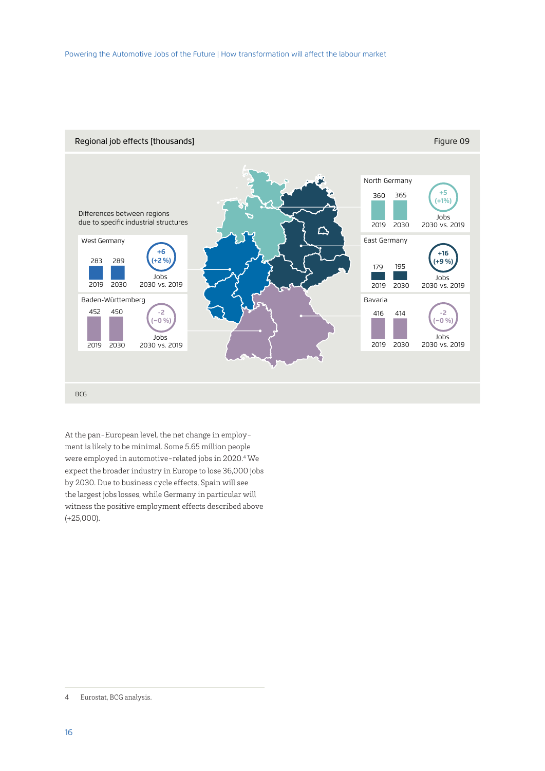Regional job effects [thousands]

Figure 09

Differences between regions due to specific industrial structures

| Region | 2019 | 2030 | Jobs 2030 vs. 2019 |
|---|---|---|---|
| North Germany | 360 | 365 | +5 (+1%) |
| West Germany | 283 | 289 | +6 (+2 %) |
| East Germany | 179 | 195 | +16 (+9 %) |
| Baden-Württemberg | 452 | 450 | -2 (~0 %) |
| Bavaria | 416 | 414 | -2 (~0 %) |

BCG

At the pan-European level, the net change in employment is likely to be minimal. Some 5.65 million people were employed in automotive-related jobs in 2020.[4] We expect the broader industry in Europe to lose 36,000 jobs by 2030. Due to business cycle effects, Spain will see the largest jobs losses, while Germany in particular will witness the positive employment effects described above (+25,000).

4 Eurostat, BCG analysis.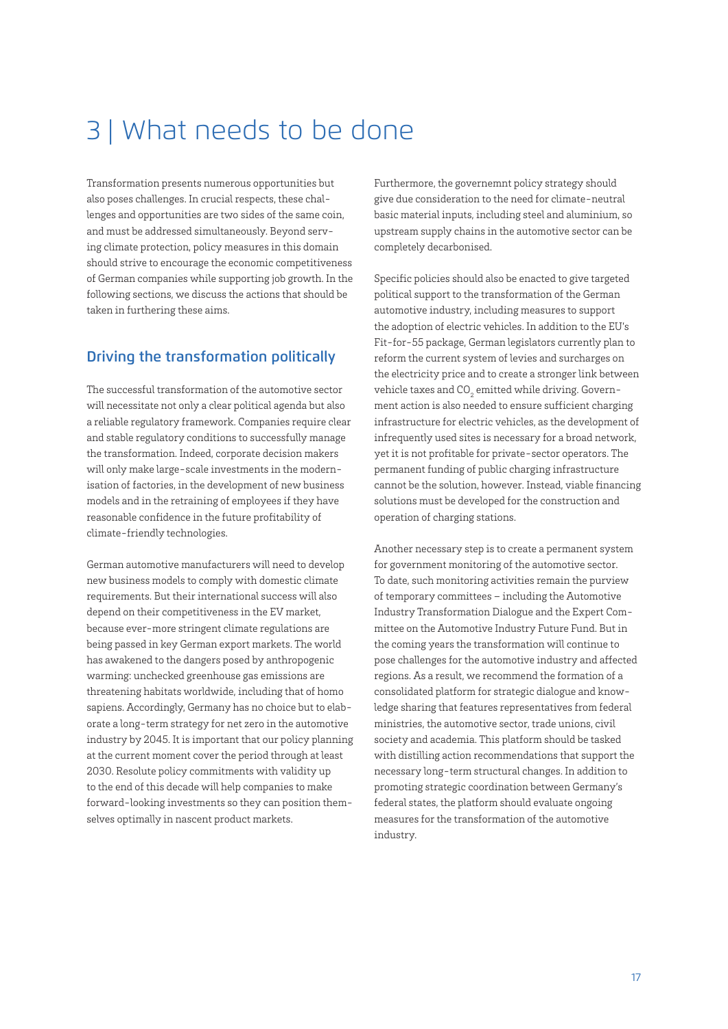# 3 | What needs to be done

Transformation presents numerous opportunities but also poses challenges. In crucial respects, these challenges and opportunities are two sides of the same coin, and must be addressed simultaneously. Beyond serving climate protection, policy measures in this domain should strive to encourage the economic competitiveness of German companies while supporting job growth. In the following sections, we discuss the actions that should be taken in furthering these aims.

## Driving the transformation politically

The successful transformation of the automotive sector will necessitate not only a clear political agenda but also a reliable regulatory framework. Companies require clear and stable regulatory conditions to successfully manage the transformation. Indeed, corporate decision makers will only make large-scale investments in the modernisation of factories, in the development of new business models and in the retraining of employees if they have reasonable confidence in the future profitability of climate-friendly technologies.

German automotive manufacturers will need to develop new business models to comply with domestic climate requirements. But their international success will also depend on their competitiveness in the EV market, because ever-more stringent climate regulations are being passed in key German export markets. The world has awakened to the dangers posed by anthropogenic warming: unchecked greenhouse gas emissions are threatening habitats worldwide, including that of homo sapiens. Accordingly, Germany has no choice but to elaborate a long-term strategy for net zero in the automotive industry by 2045. It is important that our policy planning at the current moment cover the period through at least 2030. Resolute policy commitments with validity up to the end of this decade will help companies to make forward-looking investments so they can position themselves optimally in nascent product markets.

Furthermore, the governemnt policy strategy should give due consideration to the need for climate-neutral basic material inputs, including steel and aluminium, so upstream supply chains in the automotive sector can be completely decarbonised.

Specific policies should also be enacted to give targeted political support to the transformation of the German automotive industry, including measures to support the adoption of electric vehicles. In addition to the EU's Fit-for-55 package, German legislators currently plan to reform the current system of levies and surcharges on the electricity price and to create a stronger link between vehicle taxes and $CO_2$ emitted while driving. Government action is also needed to ensure sufficient charging infrastructure for electric vehicles, as the development of infrequently used sites is necessary for a broad network, yet it is not profitable for private-sector operators. The permanent funding of public charging infrastructure cannot be the solution, however. Instead, viable financing solutions must be developed for the construction and operation of charging stations.

Another necessary step is to create a permanent system for government monitoring of the automotive sector. To date, such monitoring activities remain the purview of temporary committees – including the Automotive Industry Transformation Dialogue and the Expert Committee on the Automotive Industry Future Fund. But in the coming years the transformation will continue to pose challenges for the automotive industry and affected regions. As a result, we recommend the formation of a consolidated platform for strategic dialogue and knowledge sharing that features representatives from federal ministries, the automotive sector, trade unions, civil society and academia. This platform should be tasked with distilling action recommendations that support the necessary long-term structural changes. In addition to promoting strategic coordination between Germany's federal states, the platform should evaluate ongoing measures for the transformation of the automotive industry.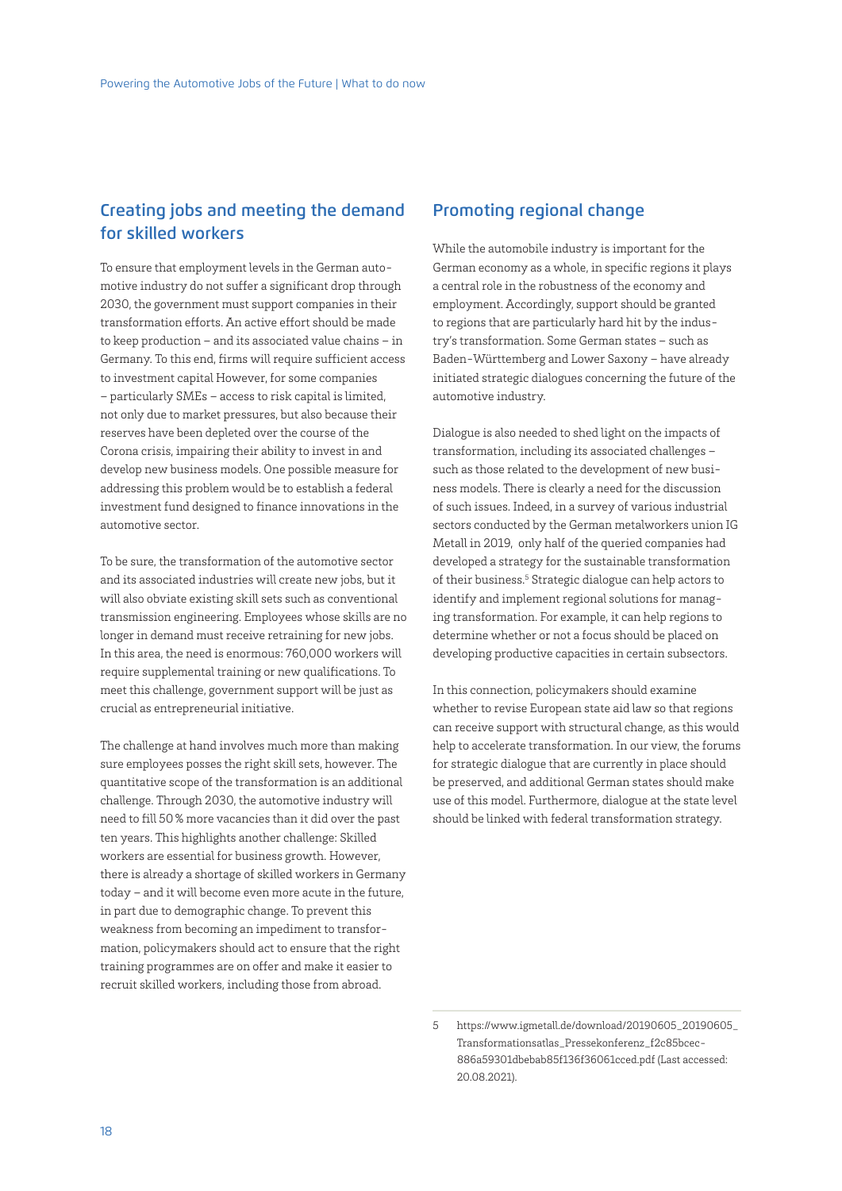## Creating jobs and meeting the demand for skilled workers

To ensure that employment levels in the German automotive industry do not suffer a significant drop through 2030, the government must support companies in their transformation efforts. An active effort should be made to keep production – and its associated value chains – in Germany. To this end, firms will require sufficient access to investment capital However, for some companies – particularly SMEs – access to risk capital is limited, not only due to market pressures, but also because their reserves have been depleted over the course of the Corona crisis, impairing their ability to invest in and develop new business models. One possible measure for addressing this problem would be to establish a federal investment fund designed to finance innovations in the automotive sector.

To be sure, the transformation of the automotive sector and its associated industries will create new jobs, but it will also obviate existing skill sets such as conventional transmission engineering. Employees whose skills are no longer in demand must receive retraining for new jobs. In this area, the need is enormous: 760,000 workers will require supplemental training or new qualifications. To meet this challenge, government support will be just as crucial as entrepreneurial initiative.

The challenge at hand involves much more than making sure employees posses the right skill sets, however. The quantitative scope of the transformation is an additional challenge. Through 2030, the automotive industry will need to fill 50 % more vacancies than it did over the past ten years. This highlights another challenge: Skilled workers are essential for business growth. However, there is already a shortage of skilled workers in Germany today – and it will become even more acute in the future, in part due to demographic change. To prevent this weakness from becoming an impediment to transformation, policymakers should act to ensure that the right training programmes are on offer and make it easier to recruit skilled workers, including those from abroad.

## Promoting regional change

While the automobile industry is important for the German economy as a whole, in specific regions it plays a central role in the robustness of the economy and employment. Accordingly, support should be granted to regions that are particularly hard hit by the industry's transformation. Some German states – such as Baden-Württemberg and Lower Saxony – have already initiated strategic dialogues concerning the future of the automotive industry.

Dialogue is also needed to shed light on the impacts of transformation, including its associated challenges – such as those related to the development of new business models. There is clearly a need for the discussion of such issues. Indeed, in a survey of various industrial sectors conducted by the German metalworkers union IG Metall in 2019, only half of the queried companies had developed a strategy for the sustainable transformation of their business.[5] Strategic dialogue can help actors to identify and implement regional solutions for managing transformation. For example, it can help regions to determine whether or not a focus should be placed on developing productive capacities in certain subsectors.

In this connection, policymakers should examine whether to revise European state aid law so that regions can receive support with structural change, as this would help to accelerate transformation. In our view, the forums for strategic dialogue that are currently in place should be preserved, and additional German states should make use of this model. Furthermore, dialogue at the state level should be linked with federal transformation strategy.

---

5 https://www.igmetall.de/download/20190605_20190605_Transformationsatlas_Pressekonferenz_f2c85bcec886a59301dbebab85f136f36061cced.pdf (Last accessed: 20.08.2021).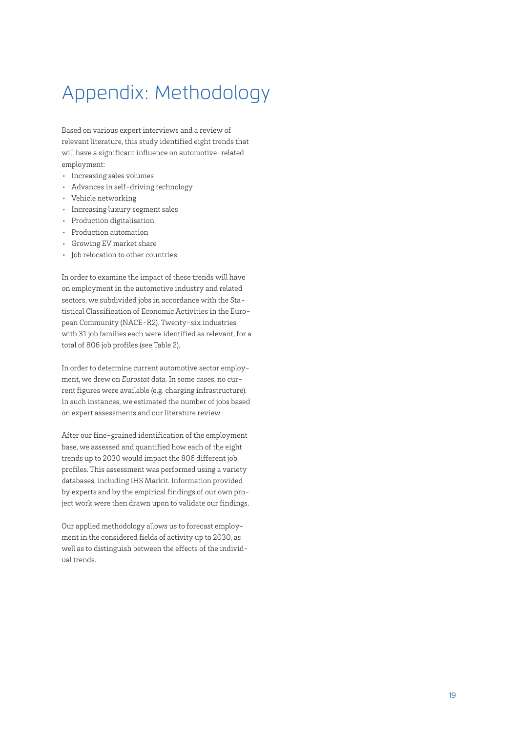# Appendix: Methodology

Based on various expert interviews and a review of relevant literature, this study identified eight trends that will have a significant influence on automotive-related employment:

- Increasing sales volumes
- Advances in self-driving technology
- Vehicle networking
- Increasing luxury segment sales
- Production digitalisation
- Production automation
- Growing EV market share
- Job relocation to other countries

In order to examine the impact of these trends will have on employment in the automotive industry and related sectors, we subdivided jobs in accordance with the Statistical Classification of Economic Activities in the European Community (NACE-R2). Twenty-six industries with 31 job families each were identified as relevant, for a total of 806 job profiles (see Table 2).

In order to determine current automotive sector employment, we drew on *Eurostat* data. In some cases, no current figures were available (e.g. charging infrastructure). In such instances, we estimated the number of jobs based on expert assessments and our literature review.

After our fine-grained identification of the employment base, we assessed and quantified how each of the eight trends up to 2030 would impact the 806 different job profiles. This assessment was performed using a variety databases, including IHS Markit. Information provided by experts and by the empirical findings of our own project work were then drawn upon to validate our findings.

Our applied methodology allows us to forecast employment in the considered fields of activity up to 2030, as well as to distinguish between the effects of the individual trends.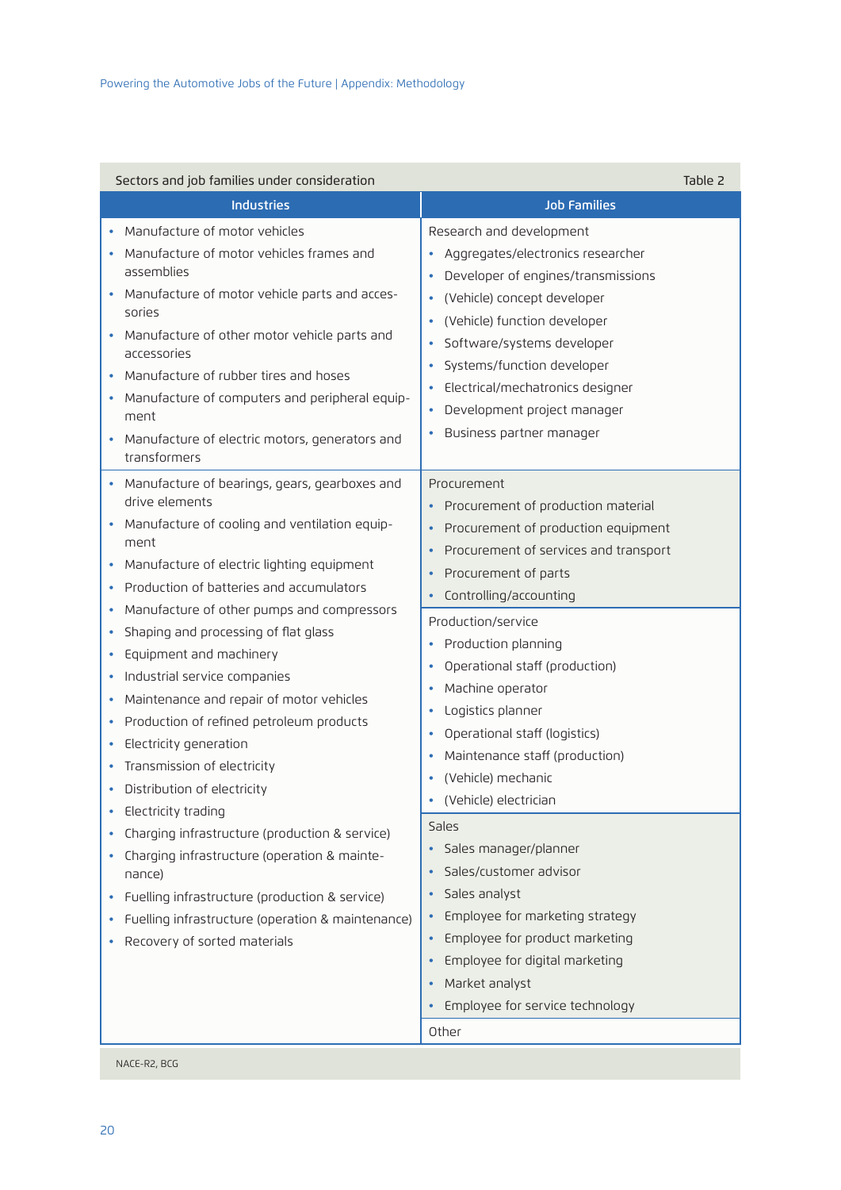**Sectors and job families under consideration** — Table 2

| Industries | Job Families |
|---|---|
| • Manufacture of motor vehicles<br>• Manufacture of motor vehicles frames and assemblies<br>• Manufacture of motor vehicle parts and accessories<br>• Manufacture of other motor vehicle parts and accessories<br>• Manufacture of rubber tires and hoses<br>• Manufacture of computers and peripheral equipment<br>• Manufacture of electric motors, generators and transformers | Research and development<br>• Aggregates/electronics researcher<br>• Developer of engines/transmissions<br>• (Vehicle) concept developer<br>• (Vehicle) function developer<br>• Software/systems developer<br>• Systems/function developer<br>• Electrical/mechatronics designer<br>• Development project manager<br>• Business partner manager |
| • Manufacture of bearings, gears, gearboxes and drive elements<br>• Manufacture of cooling and ventilation equipment<br>• Manufacture of electric lighting equipment<br>• Production of batteries and accumulators<br>• Manufacture of other pumps and compressors<br>• Shaping and processing of flat glass<br>• Equipment and machinery<br>• Industrial service companies<br>• Maintenance and repair of motor vehicles<br>• Production of refined petroleum products<br>• Electricity generation<br>• Transmission of electricity<br>• Distribution of electricity<br>• Electricity trading<br>• Charging infrastructure (production & service)<br>• Charging infrastructure (operation & maintenance)<br>• Fuelling infrastructure (production & service)<br>• Fuelling infrastructure (operation & maintenance)<br>• Recovery of sorted materials | Procurement<br>• Procurement of production material<br>• Procurement of production equipment<br>• Procurement of services and transport<br>• Procurement of parts<br>• Controlling/accounting<br><br>Production/service<br>• Production planning<br>• Operational staff (production)<br>• Machine operator<br>• Logistics planner<br>• Operational staff (logistics)<br>• Maintenance staff (production)<br>• (Vehicle) mechanic<br>• (Vehicle) electrician<br><br>Sales<br>• Sales manager/planner<br>• Sales/customer advisor<br>• Sales analyst<br>• Employee for marketing strategy<br>• Employee for product marketing<br>• Employee for digital marketing<br>• Market analyst<br>• Employee for service technology<br><br>Other |

NACE-R2, BCG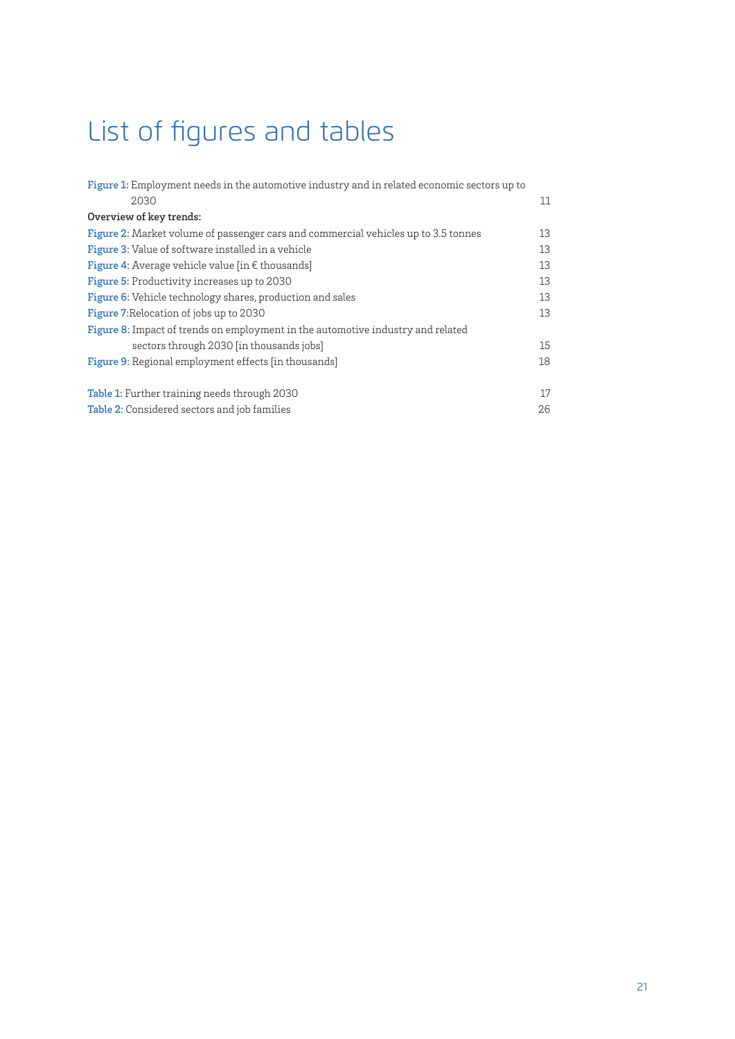# List of figures and tables

| | |
|---|---|
| **Figure 1:** Employment needs in the automotive industry and in related economic sectors up to 2030 | 11 |
| **Overview of key trends:** | |
| **Figure 2:** Market volume of passenger cars and commercial vehicles up to 3.5 tonnes | 13 |
| **Figure 3:** Value of software installed in a vehicle | 13 |
| **Figure 4:** Average vehicle value [in € thousands] | 13 |
| **Figure 5:** Productivity increases up to 2030 | 13 |
| **Figure 6:** Vehicle technology shares, production and sales | 13 |
| **Figure 7:**Relocation of jobs up to 2030 | 13 |
| **Figure 8:** Impact of trends on employment in the automotive industry and related sectors through 2030 [in thousands jobs] | 15 |
| **Figure 9:** Regional employment effects [in thousands] | 18 |
| | |
| **Table 1:** Further training needs through 2030 | 17 |
| **Table 2:** Considered sectors and job families | 26 |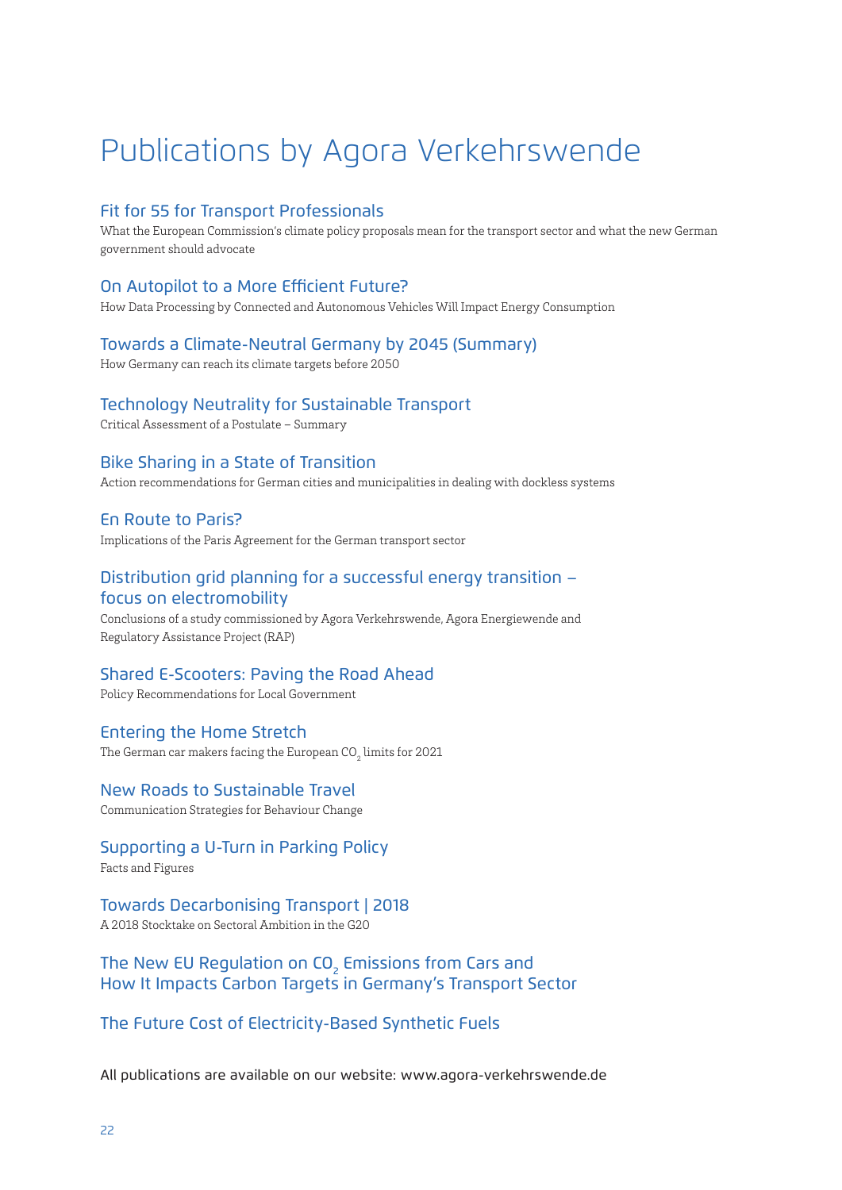# Publications by Agora Verkehrswende

## Fit for 55 for Transport Professionals

What the European Commission's climate policy proposals mean for the transport sector and what the new German government should advocate

## On Autopilot to a More Efficient Future?

How Data Processing by Connected and Autonomous Vehicles Will Impact Energy Consumption

## Towards a Climate-Neutral Germany by 2045 (Summary)

How Germany can reach its climate targets before 2050

## Technology Neutrality for Sustainable Transport

Critical Assessment of a Postulate – Summary

## Bike Sharing in a State of Transition

Action recommendations for German cities and municipalities in dealing with dockless systems

## En Route to Paris?

Implications of the Paris Agreement for the German transport sector

## Distribution grid planning for a successful energy transition – focus on electromobility

Conclusions of a study commissioned by Agora Verkehrswende, Agora Energiewende and Regulatory Assistance Project (RAP)

## Shared E-Scooters: Paving the Road Ahead

Policy Recommendations for Local Government

## Entering the Home Stretch

The German car makers facing the European $CO_2$ limits for 2021

## New Roads to Sustainable Travel

Communication Strategies for Behaviour Change

## Supporting a U-Turn in Parking Policy

Facts and Figures

## Towards Decarbonising Transport | 2018

A 2018 Stocktake on Sectoral Ambition in the G20

## The New EU Regulation on $CO_2$ Emissions from Cars and How It Impacts Carbon Targets in Germany's Transport Sector

## The Future Cost of Electricity-Based Synthetic Fuels

All publications are available on our website: www.agora-verkehrswende.de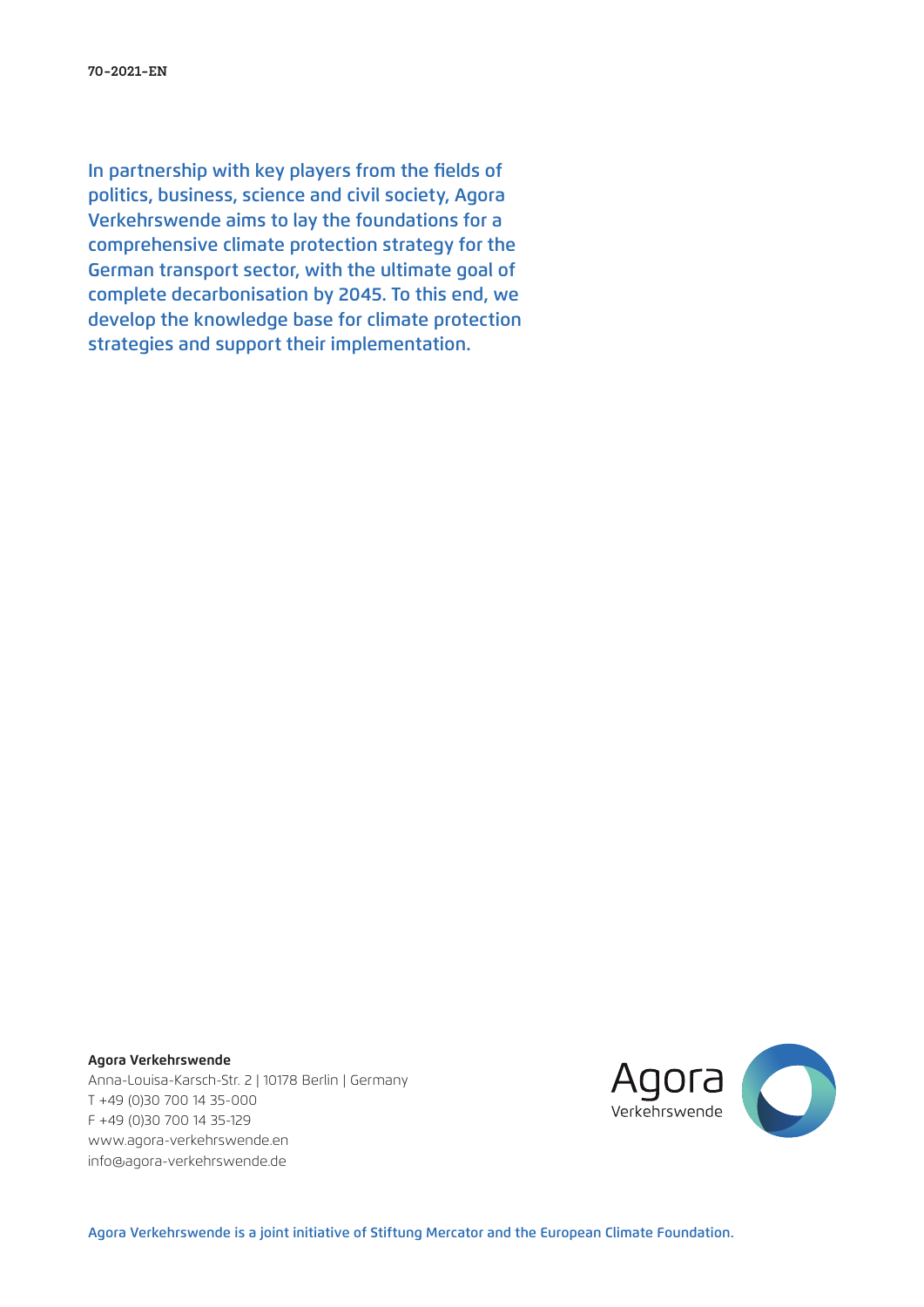70-2021-EN

In partnership with key players from the fields of politics, business, science and civil society, Agora Verkehrswende aims to lay the foundations for a comprehensive climate protection strategy for the German transport sector, with the ultimate goal of complete decarbonisation by 2045. To this end, we develop the knowledge base for climate protection strategies and support their implementation.

**Agora Verkehrswende**
Anna-Louisa-Karsch-Str. 2 | 10178 Berlin | Germany
T +49 (0)30 700 14 35-000
F +49 (0)30 700 14 35-129
www.agora-verkehrswende.en
info@agora-verkehrswende.de

Agora Verkehrswende is a joint initiative of Stiftung Mercator and the European Climate Foundation.